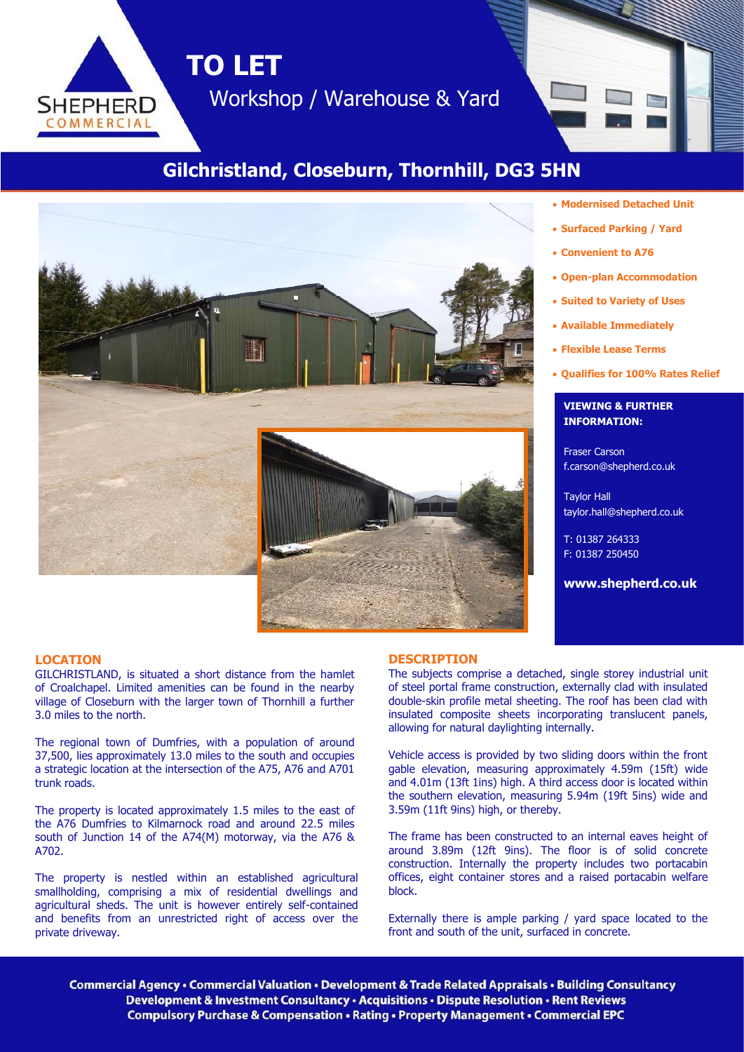SHEPHERD COMMERCIAL

# TO LET

Workshop / Warehouse & Yard

## Gilchristland, Closeburn, Thornhill, DG3 5HN

- **Modernised Detached Unit**
- **Surfaced Parking / Yard**
- **Convenient to A76**
- **Open-plan Accommodation**
- **Suited to Variety of Uses**
- **Available Immediately**
- **Flexible Lease Terms**
- **Qualifies for 100% Rates Relief**

**VIEWING & FURTHER INFORMATION:**

Fraser Carson
f.carson@shepherd.co.uk

Taylor Hall
taylor.hall@shepherd.co.uk

T: 01387 264333
F: 01387 250450

**www.shepherd.co.uk**

### LOCATION

GILCHRISTLAND, is situated a short distance from the hamlet of Croalchapel. Limited amenities can be found in the nearby village of Closeburn with the larger town of Thornhill a further 3.0 miles to the north.

The regional town of Dumfries, with a population of around 37,500, lies approximately 13.0 miles to the south and occupies a strategic location at the intersection of the A75, A76 and A701 trunk roads.

The property is located approximately 1.5 miles to the east of the A76 Dumfries to Kilmarnock road and around 22.5 miles south of Junction 14 of the A74(M) motorway, via the A76 & A702.

The property is nestled within an established agricultural smallholding, comprising a mix of residential dwellings and agricultural sheds. The unit is however entirely self-contained and benefits from an unrestricted right of access over the private driveway.

### DESCRIPTION

The subjects comprise a detached, single storey industrial unit of steel portal frame construction, externally clad with insulated double-skin profile metal sheeting. The roof has been clad with insulated composite sheets incorporating translucent panels, allowing for natural daylighting internally.

Vehicle access is provided by two sliding doors within the front gable elevation, measuring approximately 4.59m (15ft) wide and 4.01m (13ft 1ins) high. A third access door is located within the southern elevation, measuring 5.94m (19ft 5ins) wide and 3.59m (11ft 9ins) high, or thereby.

The frame has been constructed to an internal eaves height of around 3.89m (12ft 9ins). The floor is of solid concrete construction. Internally the property includes two portacabin offices, eight container stores and a raised portacabin welfare block.

Externally there is ample parking / yard space located to the front and south of the unit, surfaced in concrete.

Commercial Agency • Commercial Valuation • Development & Trade Related Appraisals • Building Consultancy
Development & Investment Consultancy • Acquisitions • Dispute Resolution • Rent Reviews
Compulsory Purchase & Compensation • Rating • Property Management • Commercial EPC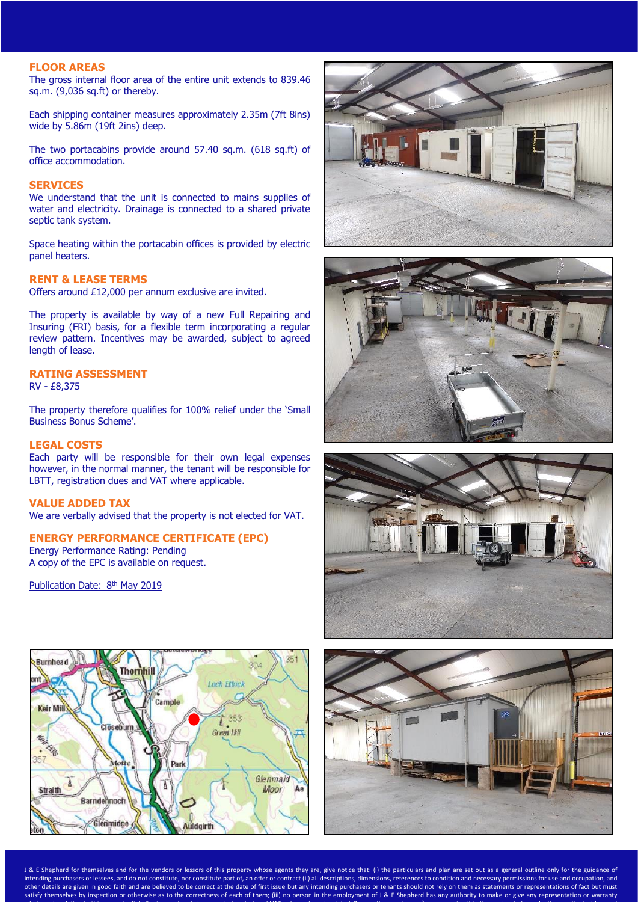## FLOOR AREAS

The gross internal floor area of the entire unit extends to 839.46 sq.m. (9,036 sq.ft) or thereby.

Each shipping container measures approximately 2.35m (7ft 8ins) wide by 5.86m (19ft 2ins) deep.

The two portacabins provide around 57.40 sq.m. (618 sq.ft) of office accommodation.

## SERVICES

We understand that the unit is connected to mains supplies of water and electricity. Drainage is connected to a shared private septic tank system.

Space heating within the portacabin offices is provided by electric panel heaters.

## RENT & LEASE TERMS

Offers around £12,000 per annum exclusive are invited.

The property is available by way of a new Full Repairing and Insuring (FRI) basis, for a flexible term incorporating a regular review pattern. Incentives may be awarded, subject to agreed length of lease.

## RATING ASSESSMENT

RV - £8,375

The property therefore qualifies for 100% relief under the 'Small Business Bonus Scheme'.

## LEGAL COSTS

Each party will be responsible for their own legal expenses however, in the normal manner, the tenant will be responsible for LBTT, registration dues and VAT where applicable.

## VALUE ADDED TAX

We are verbally advised that the property is not elected for VAT.

## ENERGY PERFORMANCE CERTIFICATE (EPC)

Energy Performance Rating: Pending
A copy of the EPC is available on request.

Publication Date: 8th May 2019

J & E Shepherd for themselves and for the vendors or lessors of this property whose agents they are, give notice that: (i) the particulars and plan are set out as a general outline only for the guidance of intending purchasers or lessees, and do not constitute, nor constitute part of, an offer or contract (ii) all descriptions, dimensions, references to condition and necessary permissions for use and occupation, and other details are given in good faith and are believed to be correct at the date of first issue but any intending purchasers or tenants should not rely on them as statements or representations of fact but must satisfy themselves by inspection or otherwise as to the correctness of each of them; (iii) no person in the employment of J & E Shepherd has any authority to make or give any representation or warranty